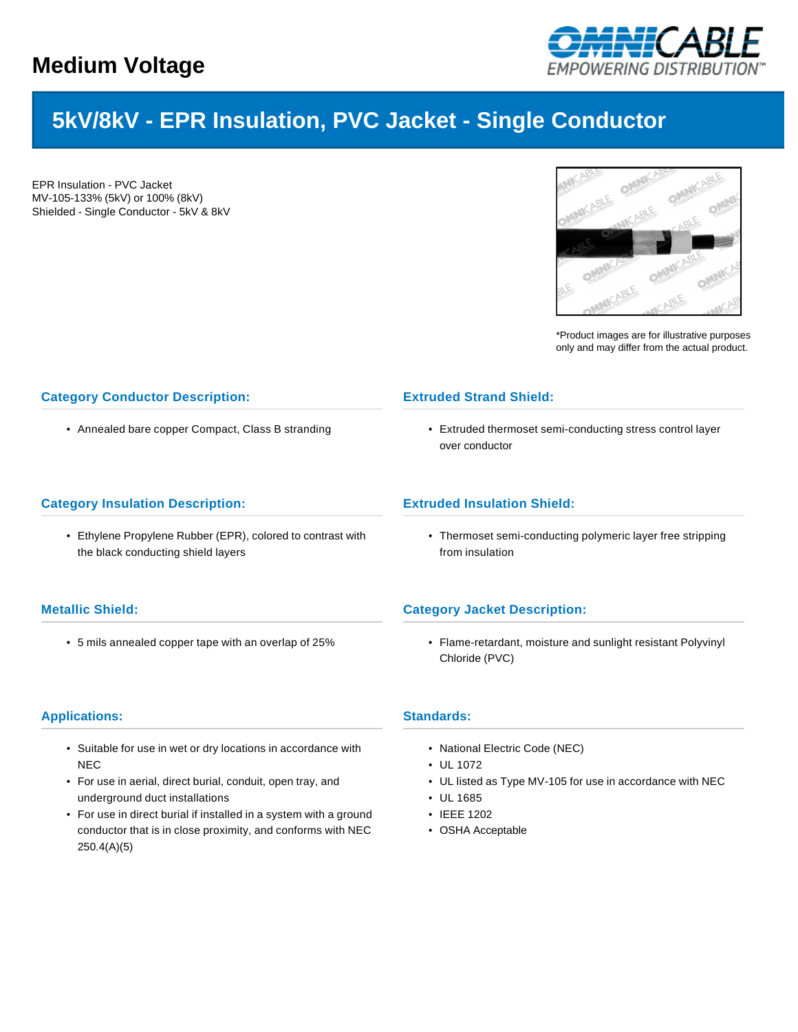# Medium Voltage

## 5kV/8kV - EPR Insulation, PVC Jacket - Single Conductor

EPR Insulation - PVC Jacket
MV-105-133% (5kV) or 100% (8kV)
Shielded - Single Conductor - 5kV & 8kV

*Product images are for illustrative purposes only and may differ from the actual product.

### Category Conductor Description:

- Annealed bare copper Compact, Class B stranding

### Extruded Strand Shield:

- Extruded thermoset semi-conducting stress control layer over conductor

### Category Insulation Description:

- Ethylene Propylene Rubber (EPR), colored to contrast with the black conducting shield layers

### Extruded Insulation Shield:

- Thermoset semi-conducting polymeric layer free stripping from insulation

### Metallic Shield:

- 5 mils annealed copper tape with an overlap of 25%

### Category Jacket Description:

- Flame-retardant, moisture and sunlight resistant Polyvinyl Chloride (PVC)

### Applications:

- Suitable for use in wet or dry locations in accordance with NEC
- For use in aerial, direct burial, conduit, open tray, and underground duct installations
- For use in direct burial if installed in a system with a ground conductor that is in close proximity, and conforms with NEC 250.4(A)(5)

### Standards:

- National Electric Code (NEC)
- UL 1072
- UL listed as Type MV-105 for use in accordance with NEC
- UL 1685
- IEEE 1202
- OSHA Acceptable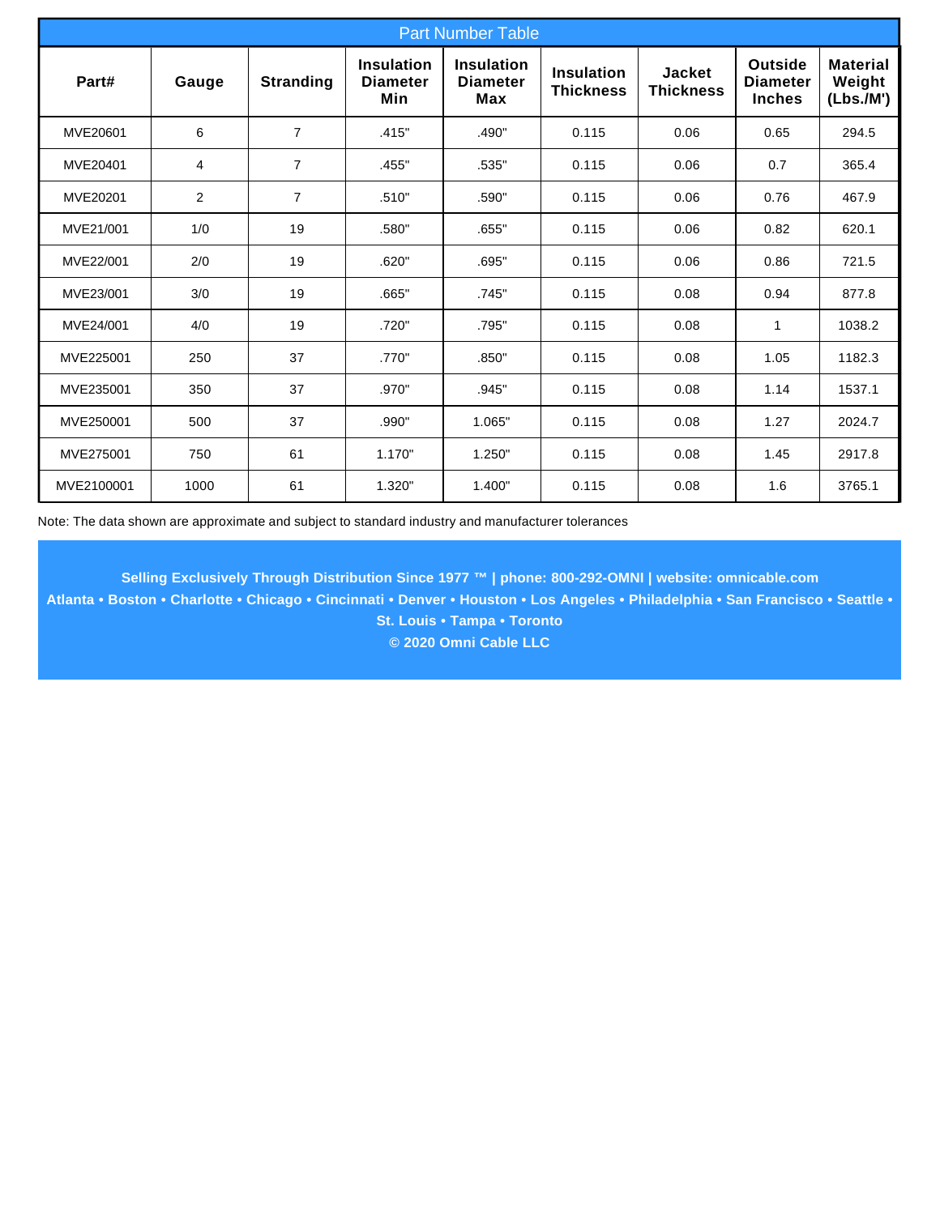## Part Number Table

| Part# | Gauge | Stranding | Insulation Diameter Min | Insulation Diameter Max | Insulation Thickness | Jacket Thickness | Outside Diameter Inches | Material Weight (Lbs./M') |
|---|---|---|---|---|---|---|---|---|
| MVE20601 | 6 | 7 | .415" | .490" | 0.115 | 0.06 | 0.65 | 294.5 |
| MVE20401 | 4 | 7 | .455" | .535" | 0.115 | 0.06 | 0.7 | 365.4 |
| MVE20201 | 2 | 7 | .510" | .590" | 0.115 | 0.06 | 0.76 | 467.9 |
| MVE21/001 | 1/0 | 19 | .580" | .655" | 0.115 | 0.06 | 0.82 | 620.1 |
| MVE22/001 | 2/0 | 19 | .620" | .695" | 0.115 | 0.06 | 0.86 | 721.5 |
| MVE23/001 | 3/0 | 19 | .665" | .745" | 0.115 | 0.08 | 0.94 | 877.8 |
| MVE24/001 | 4/0 | 19 | .720" | .795" | 0.115 | 0.08 | 1 | 1038.2 |
| MVE225001 | 250 | 37 | .770" | .850" | 0.115 | 0.08 | 1.05 | 1182.3 |
| MVE235001 | 350 | 37 | .970" | .945" | 0.115 | 0.08 | 1.14 | 1537.1 |
| MVE250001 | 500 | 37 | .990" | 1.065" | 0.115 | 0.08 | 1.27 | 2024.7 |
| MVE275001 | 750 | 61 | 1.170" | 1.250" | 0.115 | 0.08 | 1.45 | 2917.8 |
| MVE2100001 | 1000 | 61 | 1.320" | 1.400" | 0.115 | 0.08 | 1.6 | 3765.1 |

Note: The data shown are approximate and subject to standard industry and manufacturer tolerances

**Selling Exclusively Through Distribution Since 1977 ™ | phone: 800-292-OMNI | website: omnicable.com**

**Atlanta • Boston • Charlotte • Chicago • Cincinnati • Denver • Houston • Los Angeles • Philadelphia • San Francisco • Seattle • St. Louis • Tampa • Toronto**

**© 2020 Omni Cable LLC**